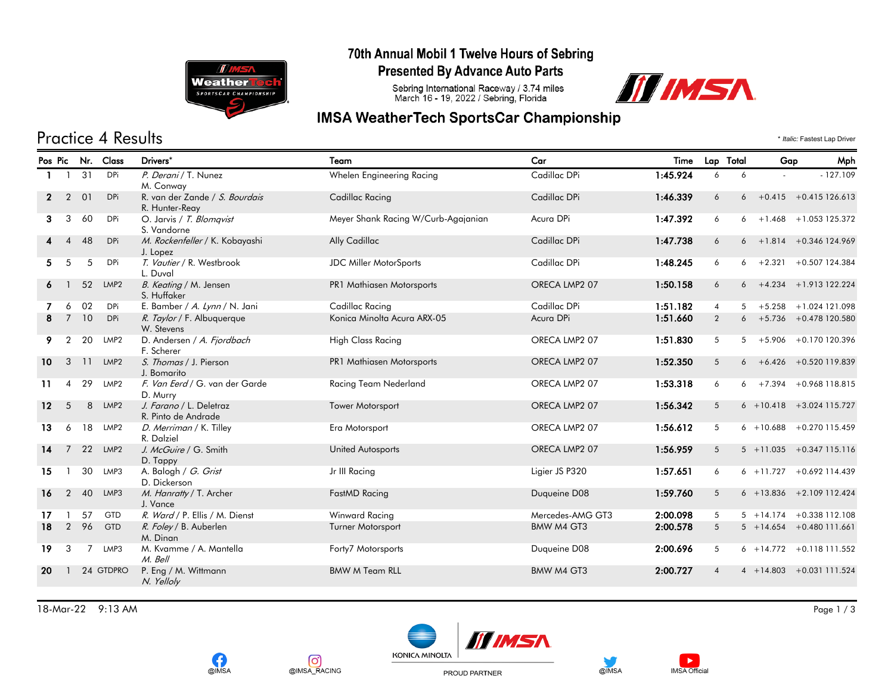# 70th Annual Mobil 1 Twelve Hours of Sebring

## Presented By Advance Auto Parts

Sebring International Raceway / 3.74 miles
March 16 - 19, 2022 / Sebring, Florida

## IMSA WeatherTech SportsCar Championship

## Practice 4 Results

\* *Italic:* Fastest Lap Driver

| Pos | Pic | Nr. | Class | Drivers* | Team | Car | Time | Lap | Total | Gap | | Mph |
|---|---|---|---|---|---|---|---|---|---|---|---|---|
| 1 | 1 | 31 | DPi | *P. Derani* / T. Nunez / M. Conway | Whelen Engineering Racing | Cadillac DPi | **1:45.924** | 6 | 6 | - | - | 127.109 |
| 2 | 2 | 01 | DPi | R. van der Zande / *S. Bourdais* / R. Hunter-Reay | Cadillac Racing | Cadillac DPi | **1:46.339** | 6 | 6 | +0.415 | +0.415 | 126.613 |
| 3 | 3 | 60 | DPi | O. Jarvis / *T. Blomqvist* / S. Vandorne | Meyer Shank Racing W/Curb-Agajanian | Acura DPi | **1:47.392** | 6 | 6 | +1.468 | +1.053 | 125.372 |
| 4 | 4 | 48 | DPi | *M. Rockenfeller* / K. Kobayashi / J. Lopez | Ally Cadillac | Cadillac DPi | **1:47.738** | 6 | 6 | +1.814 | +0.346 | 124.969 |
| 5 | 5 | 5 | DPi | *T. Vautier* / R. Westbrook / L. Duval | JDC Miller MotorSports | Cadillac DPi | **1:48.245** | 6 | 6 | +2.321 | +0.507 | 124.384 |
| 6 | 1 | 52 | LMP2 | *B. Keating* / M. Jensen / S. Huffaker | PR1 Mathiasen Motorsports | ORECA LMP2 07 | **1:50.158** | 6 | 6 | +4.234 | +1.913 | 122.224 |
| 7 | 6 | 02 | DPi | E. Bamber / *A. Lynn* / N. Jani | Cadillac Racing | Cadillac DPi | **1:51.182** | 4 | 5 | +5.258 | +1.024 | 121.098 |
| 8 | 7 | 10 | DPi | *R. Taylor* / F. Albuquerque / W. Stevens | Konica Minolta Acura ARX-05 | Acura DPi | **1:51.660** | 2 | 6 | +5.736 | +0.478 | 120.580 |
| 9 | 2 | 20 | LMP2 | D. Andersen / *A. Fjordbach* / F. Scherer | High Class Racing | ORECA LMP2 07 | **1:51.830** | 5 | 5 | +5.906 | +0.170 | 120.396 |
| 10 | 3 | 11 | LMP2 | *S. Thomas* / J. Pierson / J. Bomarito | PR1 Mathiasen Motorsports | ORECA LMP2 07 | **1:52.350** | 5 | 6 | +6.426 | +0.520 | 119.839 |
| 11 | 4 | 29 | LMP2 | *F. Van Eerd* / G. van der Garde / D. Murry | Racing Team Nederland | ORECA LMP2 07 | **1:53.318** | 6 | 6 | +7.394 | +0.968 | 118.815 |
| 12 | 5 | 8 | LMP2 | *J. Farano* / L. Deletraz / R. Pinto de Andrade | Tower Motorsport | ORECA LMP2 07 | **1:56.342** | 5 | 6 | +10.418 | +3.024 | 115.727 |
| 13 | 6 | 18 | LMP2 | *D. Merriman* / K. Tilley / R. Dalziel | Era Motorsport | ORECA LMP2 07 | **1:56.612** | 5 | 6 | +10.688 | +0.270 | 115.459 |
| 14 | 7 | 22 | LMP2 | *J. McGuire* / G. Smith / D. Tappy | United Autosports | ORECA LMP2 07 | **1:56.959** | 5 | 5 | +11.035 | +0.347 | 115.116 |
| 15 | 1 | 30 | LMP3 | A. Balogh / *G. Grist* / D. Dickerson | Jr III Racing | Ligier JS P320 | **1:57.651** | 6 | 6 | +11.727 | +0.692 | 114.439 |
| 16 | 2 | 40 | LMP3 | *M. Hanratty* / T. Archer / J. Vance | FastMD Racing | Duqueine D08 | **1:59.760** | 5 | 6 | +13.836 | +2.109 | 112.424 |
| 17 | 1 | 57 | GTD | *R. Ward* / P. Ellis / M. Dienst | Winward Racing | Mercedes-AMG GT3 | **2:00.098** | 5 | 5 | +14.174 | +0.338 | 112.108 |
| 18 | 2 | 96 | GTD | *R. Foley* / B. Auberlen / M. Dinan | Turner Motorsport | BMW M4 GT3 | **2:00.578** | 5 | 5 | +14.654 | +0.480 | 111.661 |
| 19 | 3 | 7 | LMP3 | M. Kvamme / A. Mantella / *M. Bell* | Forty7 Motorsports | Duqueine D08 | **2:00.696** | 5 | 6 | +14.772 | +0.118 | 111.552 |
| 20 | 1 | 24 | GTDPRO | P. Eng / M. Wittmann / *N. Yelloly* | BMW M Team RLL | BMW M4 GT3 | **2:00.727** | 4 | 4 | +14.803 | +0.031 | 111.524 |

18-Mar-22 9:13 AM

@IMSA @IMSA_RACING KONICA MINOLTA PROUD PARTNER @IMSA IMSA Official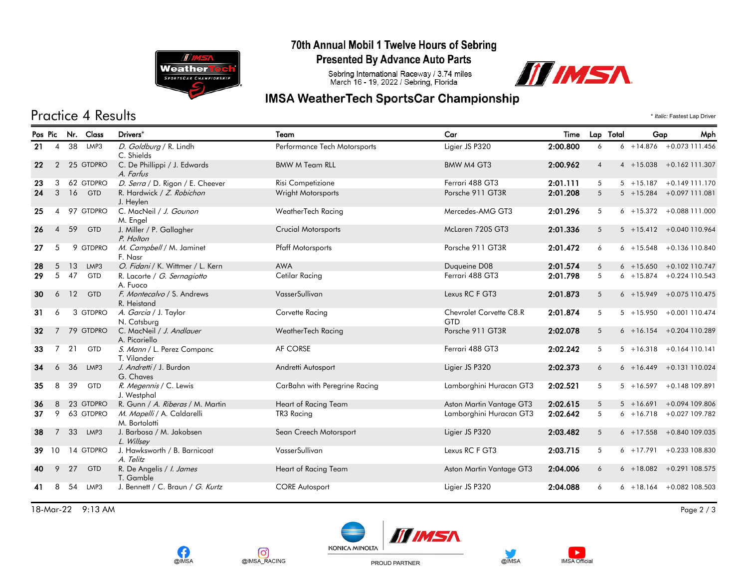# 70th Annual Mobil 1 Twelve Hours of Sebring

## Presented By Advance Auto Parts

Sebring International Raceway / 3.74 miles
March 16 - 19, 2022 / Sebring, Florida

## IMSA WeatherTech SportsCar Championship

## Practice 4 Results

\* *Italic:* Fastest Lap Driver

| Pos | Pic | Nr. | Class | Drivers* | Team | Car | Time | Lap | Total | Gap | | Mph |
|---|---|---|---|---|---|---|---|---|---|---|---|---|
| 21 | 4 | 38 | LMP3 | *D. Goldburg* / R. Lindh C. Shields | Performance Tech Motorsports | Ligier JS P320 | **2:00.800** | 6 | 6 | +14.876 | +0.073 | 111.456 |
| 22 | 2 | 25 | GTDPRO | C. De Phillippi / J. Edwards *A. Farfus* | BMW M Team RLL | BMW M4 GT3 | **2:00.962** | 4 | 4 | +15.038 | +0.162 | 111.307 |
| 23 | 3 | 62 | GTDPRO | *D. Serra* / D. Rigon / E. Cheever | Risi Competizione | Ferrari 488 GT3 | **2:01.111** | 5 | 5 | +15.187 | +0.149 | 111.170 |
| 24 | 3 | 16 | GTD | R. Hardwick / *Z. Robichon* J. Heylen | Wright Motorsports | Porsche 911 GT3R | **2:01.208** | 5 | 5 | +15.284 | +0.097 | 111.081 |
| 25 | 4 | 97 | GTDPRO | C. MacNeil / *J. Gounon* M. Engel | WeatherTech Racing | Mercedes-AMG GT3 | **2:01.296** | 5 | 6 | +15.372 | +0.088 | 111.000 |
| 26 | 4 | 59 | GTD | J. Miller / P. Gallagher *P. Holton* | Crucial Motorsports | McLaren 720S GT3 | **2:01.336** | 5 | 5 | +15.412 | +0.040 | 110.964 |
| 27 | 5 | 9 | GTDPRO | *M. Campbell* / M. Jaminet F. Nasr | Pfaff Motorsports | Porsche 911 GT3R | **2:01.472** | 6 | 6 | +15.548 | +0.136 | 110.840 |
| 28 | 5 | 13 | LMP3 | *O. Fidani* / K. Wittmer / L. Kern | AWA | Duqueine D08 | **2:01.574** | 5 | 6 | +15.650 | +0.102 | 110.747 |
| 29 | 5 | 47 | GTD | R. Lacorte / *G. Sernagiotto* A. Fuoco | Cetilar Racing | Ferrari 488 GT3 | **2:01.798** | 5 | 6 | +15.874 | +0.224 | 110.543 |
| 30 | 6 | 12 | GTD | *F. Montecalvo* / S. Andrews R. Heistand | VasserSullivan | Lexus RC F GT3 | **2:01.873** | 5 | 6 | +15.949 | +0.075 | 110.475 |
| 31 | 6 | 3 | GTDPRO | *A. Garcia* / J. Taylor N. Catsburg | Corvette Racing | Chevrolet Corvette C8.R GTD | **2:01.874** | 5 | 5 | +15.950 | +0.001 | 110.474 |
| 32 | 7 | 79 | GTDPRO | C. MacNeil / *J. Andlauer* A. Picariello | WeatherTech Racing | Porsche 911 GT3R | **2:02.078** | 5 | 6 | +16.154 | +0.204 | 110.289 |
| 33 | 7 | 21 | GTD | *S. Mann* / L. Perez Companc T. Vilander | AF CORSE | Ferrari 488 GT3 | **2:02.242** | 5 | 5 | +16.318 | +0.164 | 110.141 |
| 34 | 6 | 36 | LMP3 | *J. Andretti* / J. Burdon G. Chaves | Andretti Autosport | Ligier JS P320 | **2:02.373** | 6 | 6 | +16.449 | +0.131 | 110.024 |
| 35 | 8 | 39 | GTD | *R. Megennis* / C. Lewis J. Westphal | CarBahn with Peregrine Racing | Lamborghini Huracan GT3 | **2:02.521** | 5 | 5 | +16.597 | +0.148 | 109.891 |
| 36 | 8 | 23 | GTDPRO | R. Gunn / *A. Riberas* / M. Martin | Heart of Racing Team | Aston Martin Vantage GT3 | **2:02.615** | 5 | 5 | +16.691 | +0.094 | 109.806 |
| 37 | 9 | 63 | GTDPRO | *M. Mapelli* / A. Caldarelli M. Bortolotti | TR3 Racing | Lamborghini Huracan GT3 | **2:02.642** | 5 | 6 | +16.718 | +0.027 | 109.782 |
| 38 | 7 | 33 | LMP3 | J. Barbosa / M. Jakobsen *L. Willsey* | Sean Creech Motorsport | Ligier JS P320 | **2:03.482** | 5 | 6 | +17.558 | +0.840 | 109.035 |
| 39 | 10 | 14 | GTDPRO | J. Hawksworth / B. Barnicoat *A. Telitz* | VasserSullivan | Lexus RC F GT3 | **2:03.715** | 5 | 6 | +17.791 | +0.233 | 108.830 |
| 40 | 9 | 27 | GTD | R. De Angelis / *I. James* T. Gamble | Heart of Racing Team | Aston Martin Vantage GT3 | **2:04.006** | 6 | 6 | +18.082 | +0.291 | 108.575 |
| 41 | 8 | 54 | LMP3 | J. Bennett / C. Braun / *G. Kurtz* | CORE Autosport | Ligier JS P320 | **2:04.088** | 6 | 6 | +18.164 | +0.082 | 108.503 |

18-Mar-22 9:13 AM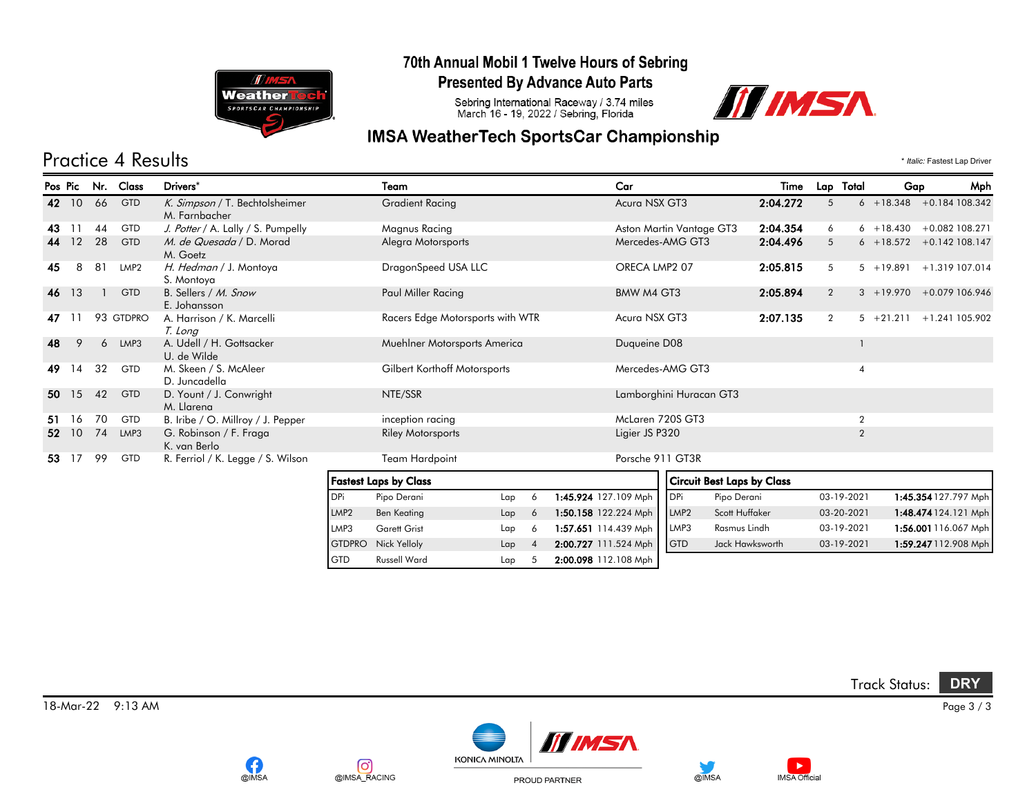# 70th Annual Mobil 1 Twelve Hours of Sebring

## Presented By Advance Auto Parts

Sebring International Raceway / 3.74 miles
March 16 - 19, 2022 / Sebring, Florida

## IMSA WeatherTech SportsCar Championship

## Practice 4 Results

* *Italic:* Fastest Lap Driver

| Pos | Pic | Nr. | Class | Drivers* | Team | Car | Time | Lap | Total | Gap | | Mph |
|---|---|---|---|---|---|---|---|---|---|---|---|---|
| 42 | 10 | 66 | GTD | *K. Simpson* / T. Bechtolsheimer M. Farnbacher | Gradient Racing | Acura NSX GT3 | 2:04.272 | 5 | 6 | +18.348 | +0.184 | 108.342 |
| 43 | 11 | 44 | GTD | *J. Potter* / A. Lally / S. Pumpelly | Magnus Racing | Aston Martin Vantage GT3 | 2:04.354 | 6 | 6 | +18.430 | +0.082 | 108.271 |
| 44 | 12 | 28 | GTD | *M. de Quesada* / D. Morad M. Goetz | Alegra Motorsports | Mercedes-AMG GT3 | 2:04.496 | 5 | 6 | +18.572 | +0.142 | 108.147 |
| 45 | 8 | 81 | LMP2 | *H. Hedman* / J. Montoya S. Montoya | DragonSpeed USA LLC | ORECA LMP2 07 | 2:05.815 | 5 | 5 | +19.891 | +1.319 | 107.014 |
| 46 | 13 | 1 | GTD | B. Sellers / *M. Snow* E. Johansson | Paul Miller Racing | BMW M4 GT3 | 2:05.894 | 2 | 3 | +19.970 | +0.079 | 106.946 |
| 47 | 11 | 93 | GTDPRO | A. Harrison / K. Marcelli *T. Long* | Racers Edge Motorsports with WTR | Acura NSX GT3 | 2:07.135 | 2 | 5 | +21.211 | +1.241 | 105.902 |
| 48 | 9 | 6 | LMP3 | A. Udell / H. Gottsacker U. de Wilde | Muehlner Motorsports America | Duqueine D08 | | | 1 | | | |
| 49 | 14 | 32 | GTD | M. Skeen / S. McAleer D. Juncadella | Gilbert Korthoff Motorsports | Mercedes-AMG GT3 | | | 4 | | | |
| 50 | 15 | 42 | GTD | D. Yount / J. Conwright M. Llarena | NTE/SSR | Lamborghini Huracan GT3 | | | | | | |
| 51 | 16 | 70 | GTD | B. Iribe / O. Millroy / J. Pepper | inception racing | McLaren 720S GT3 | | | 2 | | | |
| 52 | 10 | 74 | LMP3 | G. Robinson / F. Fraga K. van Berlo | Riley Motorsports | Ligier JS P320 | | | 2 | | | |
| 53 | 17 | 99 | GTD | R. Ferriol / K. Legge / S. Wilson | Team Hardpoint | Porsche 911 GT3R | | | | | | |

### Fastest Laps by Class

| | | | | | |
|---|---|---|---|---|---|
| DPi | Pipo Derani | Lap | 6 | **1:45.924** | 127.109 Mph |
| LMP2 | Ben Keating | Lap | 6 | **1:50.158** | 122.224 Mph |
| LMP3 | Garett Grist | Lap | 6 | **1:57.651** | 114.439 Mph |
| GTDPRO | Nick Yelloly | Lap | 4 | **2:00.727** | 111.524 Mph |
| GTD | Russell Ward | Lap | 5 | **2:00.098** | 112.108 Mph |

### Circuit Best Laps by Class

| | | | | |
|---|---|---|---|---|
| DPi | Pipo Derani | 03-19-2021 | **1:45.354** | 127.797 Mph |
| LMP2 | Scott Huffaker | 03-20-2021 | **1:48.474** | 124.121 Mph |
| LMP3 | Rasmus Lindh | 03-19-2021 | **1:56.001** | 116.067 Mph |
| GTD | Jack Hawksworth | 03-19-2021 | **1:59.247** | 112.908 Mph |

Track Status: **DRY**

18-Mar-22 9:13 AM